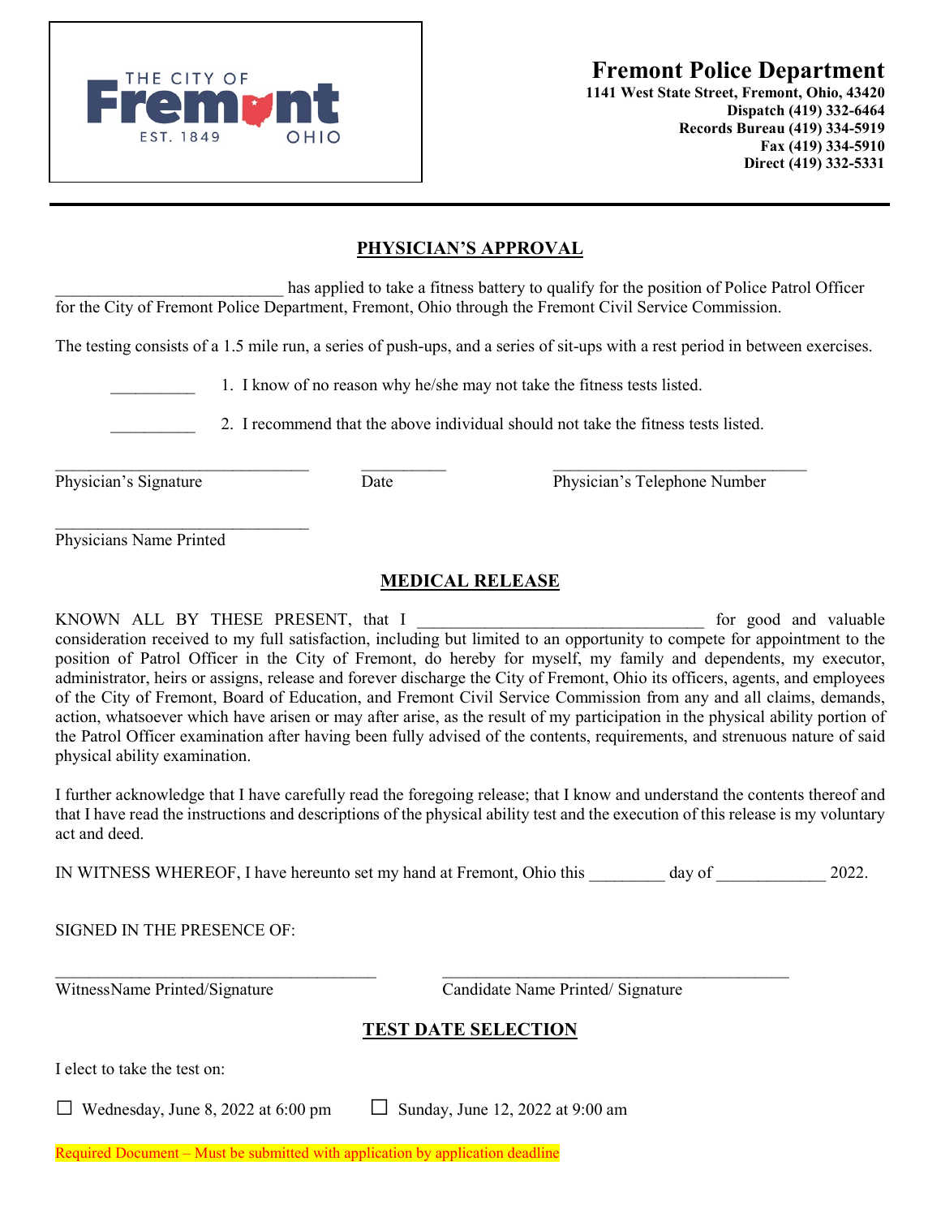THE CITY OF Fremont EST. 1849 OHIO

**Fremont Police Department**
**1141 West State Street, Fremont, Ohio, 43420**
**Dispatch (419) 332-6464**
**Records Bureau (419) 334-5919**
**Fax (419) 334-5910**
**Direct (419) 332-5331**

---

## PHYSICIAN'S APPROVAL

___________________________ has applied to take a fitness battery to qualify for the position of Police Patrol Officer for the City of Fremont Police Department, Fremont, Ohio through the Fremont Civil Service Commission.

The testing consists of a 1.5 mile run, a series of push-ups, and a series of sit-ups with a rest period in between exercises.

__________ 1. I know of no reason why he/she may not take the fitness tests listed.

__________ 2. I recommend that the above individual should not take the fitness tests listed.

______________________________ __________ ______________________________
Physician's Signature Date Physician's Telephone Number

______________________________
Physicians Name Printed

## MEDICAL RELEASE

KNOWN ALL BY THESE PRESENT, that I __________________________________ for good and valuable consideration received to my full satisfaction, including but limited to an opportunity to compete for appointment to the position of Patrol Officer in the City of Fremont, do hereby for myself, my family and dependents, my executor, administrator, heirs or assigns, release and forever discharge the City of Fremont, Ohio its officers, agents, and employees of the City of Fremont, Board of Education, and Fremont Civil Service Commission from any and all claims, demands, action, whatsoever which have arisen or may after arise, as the result of my participation in the physical ability portion of the Patrol Officer examination after having been fully advised of the contents, requirements, and strenuous nature of said physical ability examination.

I further acknowledge that I have carefully read the foregoing release; that I know and understand the contents thereof and that I have read the instructions and descriptions of the physical ability test and the execution of this release is my voluntary act and deed.

IN WITNESS WHEREOF, I have hereunto set my hand at Fremont, Ohio this _________ day of _____________ 2022.

SIGNED IN THE PRESENCE OF:

______________________________________ ________________________________________
WitnessName Printed/Signature Candidate Name Printed/ Signature

## TEST DATE SELECTION

I elect to take the test on:

☐ Wednesday, June 8, 2022 at 6:00 pm ☐ Sunday, June 12, 2022 at 9:00 am

Required Document – Must be submitted with application by application deadline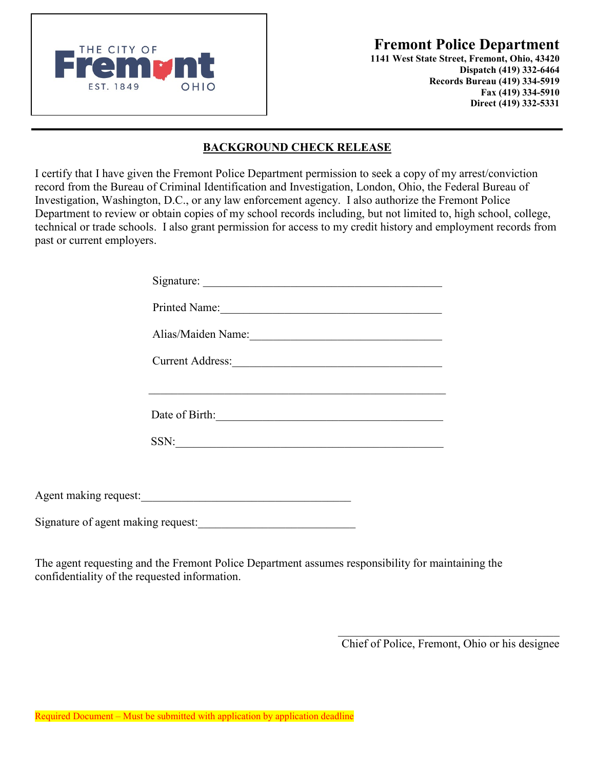THE CITY OF Fremont EST. 1849 OHIO

**Fremont Police Department**
**1141 West State Street, Fremont, Ohio, 43420**
**Dispatch (419) 332-6464**
**Records Bureau (419) 334-5919**
**Fax (419) 334-5910**
**Direct (419) 332-5331**

---

## BACKGROUND CHECK RELEASE

I certify that I have given the Fremont Police Department permission to seek a copy of my arrest/conviction record from the Bureau of Criminal Identification and Investigation, London, Ohio, the Federal Bureau of Investigation, Washington, D.C., or any law enforcement agency. I also authorize the Fremont Police Department to review or obtain copies of my school records including, but not limited to, high school, college, technical or trade schools. I also grant permission for access to my credit history and employment records from past or current employers.

Signature: ________________________________________

Printed Name:______________________________________

Alias/Maiden Name:_________________________________

Current Address:___________________________________

___________________________________________________

Date of Birth:_____________________________________

SSN:_______________________________________________

Agent making request:___________________________________

Signature of agent making request:___________________________

The agent requesting and the Fremont Police Department assumes responsibility for maintaining the confidentiality of the requested information.

________________________________________
Chief of Police, Fremont, Ohio or his designee

Required Document – Must be submitted with application by application deadline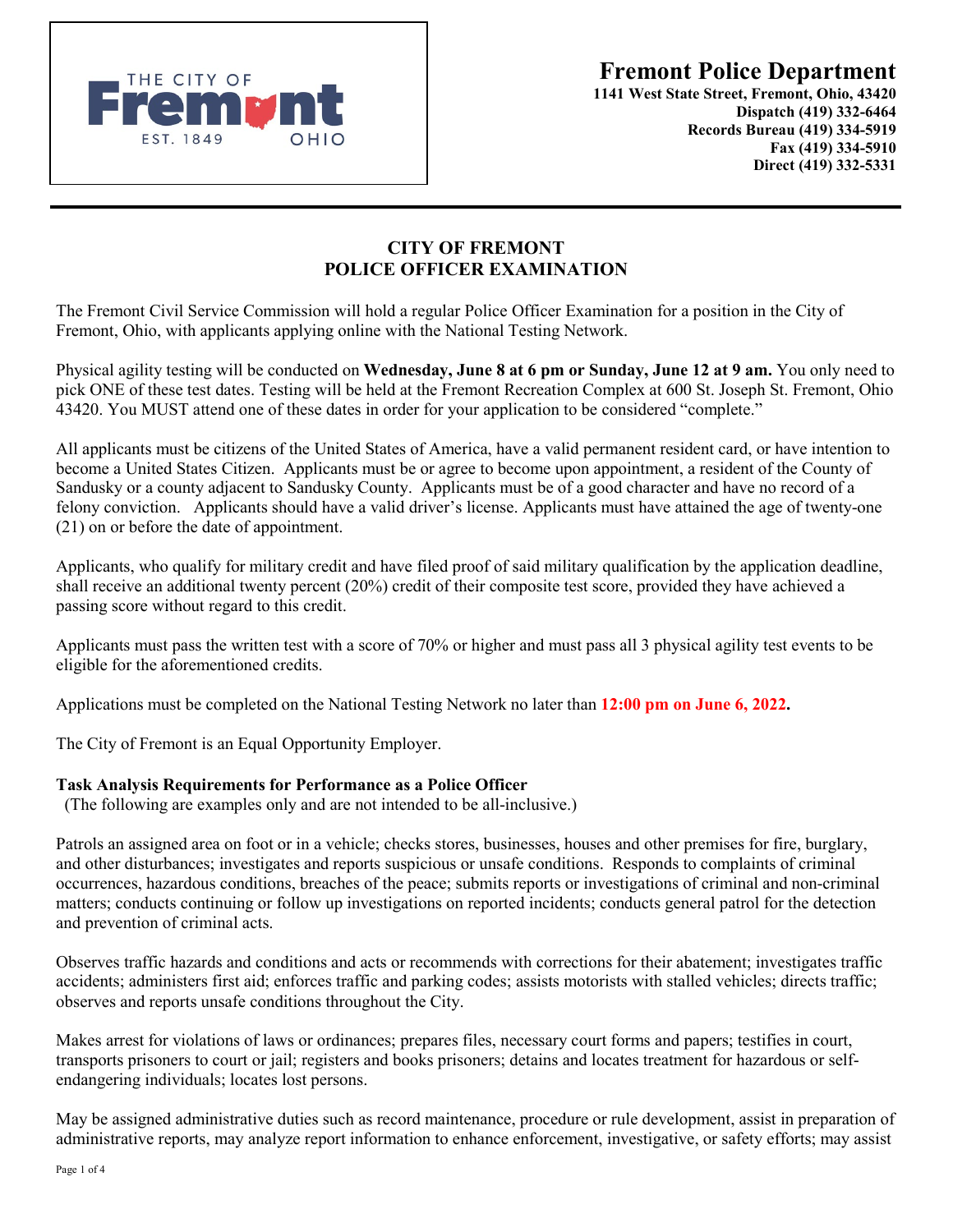# Fremont Police Department

**1141 West State Street, Fremont, Ohio, 43420**
**Dispatch (419) 332-6464**
**Records Bureau (419) 334-5919**
**Fax (419) 334-5910**
**Direct (419) 332-5331**

## CITY OF FREMONT
## POLICE OFFICER EXAMINATION

The Fremont Civil Service Commission will hold a regular Police Officer Examination for a position in the City of Fremont, Ohio, with applicants applying online with the National Testing Network.

Physical agility testing will be conducted on **Wednesday, June 8 at 6 pm or Sunday, June 12 at 9 am.** You only need to pick ONE of these test dates. Testing will be held at the Fremont Recreation Complex at 600 St. Joseph St. Fremont, Ohio 43420. You MUST attend one of these dates in order for your application to be considered "complete."

All applicants must be citizens of the United States of America, have a valid permanent resident card, or have intention to become a United States Citizen. Applicants must be or agree to become upon appointment, a resident of the County of Sandusky or a county adjacent to Sandusky County. Applicants must be of a good character and have no record of a felony conviction. Applicants should have a valid driver's license. Applicants must have attained the age of twenty-one (21) on or before the date of appointment.

Applicants, who qualify for military credit and have filed proof of said military qualification by the application deadline, shall receive an additional twenty percent (20%) credit of their composite test score, provided they have achieved a passing score without regard to this credit.

Applicants must pass the written test with a score of 70% or higher and must pass all 3 physical agility test events to be eligible for the aforementioned credits.

Applications must be completed on the National Testing Network no later than **12:00 pm on June 6, 2022.**

The City of Fremont is an Equal Opportunity Employer.

**Task Analysis Requirements for Performance as a Police Officer**
(The following are examples only and are not intended to be all-inclusive.)

Patrols an assigned area on foot or in a vehicle; checks stores, businesses, houses and other premises for fire, burglary, and other disturbances; investigates and reports suspicious or unsafe conditions. Responds to complaints of criminal occurrences, hazardous conditions, breaches of the peace; submits reports or investigations of criminal and non-criminal matters; conducts continuing or follow up investigations on reported incidents; conducts general patrol for the detection and prevention of criminal acts.

Observes traffic hazards and conditions and acts or recommends with corrections for their abatement; investigates traffic accidents; administers first aid; enforces traffic and parking codes; assists motorists with stalled vehicles; directs traffic; observes and reports unsafe conditions throughout the City.

Makes arrest for violations of laws or ordinances; prepares files, necessary court forms and papers; testifies in court, transports prisoners to court or jail; registers and books prisoners; detains and locates treatment for hazardous or self-endangering individuals; locates lost persons.

May be assigned administrative duties such as record maintenance, procedure or rule development, assist in preparation of administrative reports, may analyze report information to enhance enforcement, investigative, or safety efforts; may assist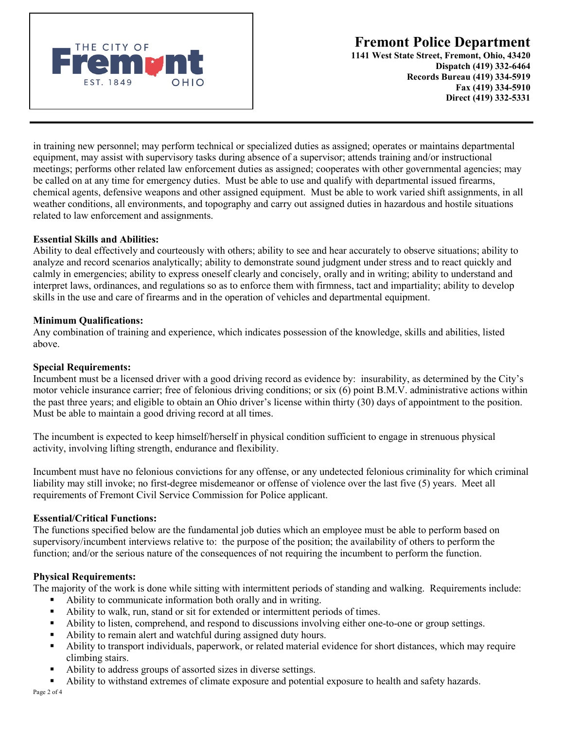in training new personnel; may perform technical or specialized duties as assigned; operates or maintains departmental equipment, may assist with supervisory tasks during absence of a supervisor; attends training and/or instructional meetings; performs other related law enforcement duties as assigned; cooperates with other governmental agencies; may be called on at any time for emergency duties. Must be able to use and qualify with departmental issued firearms, chemical agents, defensive weapons and other assigned equipment. Must be able to work varied shift assignments, in all weather conditions, all environments, and topography and carry out assigned duties in hazardous and hostile situations related to law enforcement and assignments.

**Essential Skills and Abilities:**
Ability to deal effectively and courteously with others; ability to see and hear accurately to observe situations; ability to analyze and record scenarios analytically; ability to demonstrate sound judgment under stress and to react quickly and calmly in emergencies; ability to express oneself clearly and concisely, orally and in writing; ability to understand and interpret laws, ordinances, and regulations so as to enforce them with firmness, tact and impartiality; ability to develop skills in the use and care of firearms and in the operation of vehicles and departmental equipment.

**Minimum Qualifications:**
Any combination of training and experience, which indicates possession of the knowledge, skills and abilities, listed above.

**Special Requirements:**
Incumbent must be a licensed driver with a good driving record as evidence by: insurability, as determined by the City's motor vehicle insurance carrier; free of felonious driving conditions; or six (6) point B.M.V. administrative actions within the past three years; and eligible to obtain an Ohio driver's license within thirty (30) days of appointment to the position. Must be able to maintain a good driving record at all times.

The incumbent is expected to keep himself/herself in physical condition sufficient to engage in strenuous physical activity, involving lifting strength, endurance and flexibility.

Incumbent must have no felonious convictions for any offense, or any undetected felonious criminality for which criminal liability may still invoke; no first-degree misdemeanor or offense of violence over the last five (5) years. Meet all requirements of Fremont Civil Service Commission for Police applicant.

**Essential/Critical Functions:**
The functions specified below are the fundamental job duties which an employee must be able to perform based on supervisory/incumbent interviews relative to: the purpose of the position; the availability of others to perform the function; and/or the serious nature of the consequences of not requiring the incumbent to perform the function.

**Physical Requirements:**
The majority of the work is done while sitting with intermittent periods of standing and walking. Requirements include:

- Ability to communicate information both orally and in writing.
- Ability to walk, run, stand or sit for extended or intermittent periods of times.
- Ability to listen, comprehend, and respond to discussions involving either one-to-one or group settings.
- Ability to remain alert and watchful during assigned duty hours.
- Ability to transport individuals, paperwork, or related material evidence for short distances, which may require climbing stairs.
- Ability to address groups of assorted sizes in diverse settings.
- Ability to withstand extremes of climate exposure and potential exposure to health and safety hazards.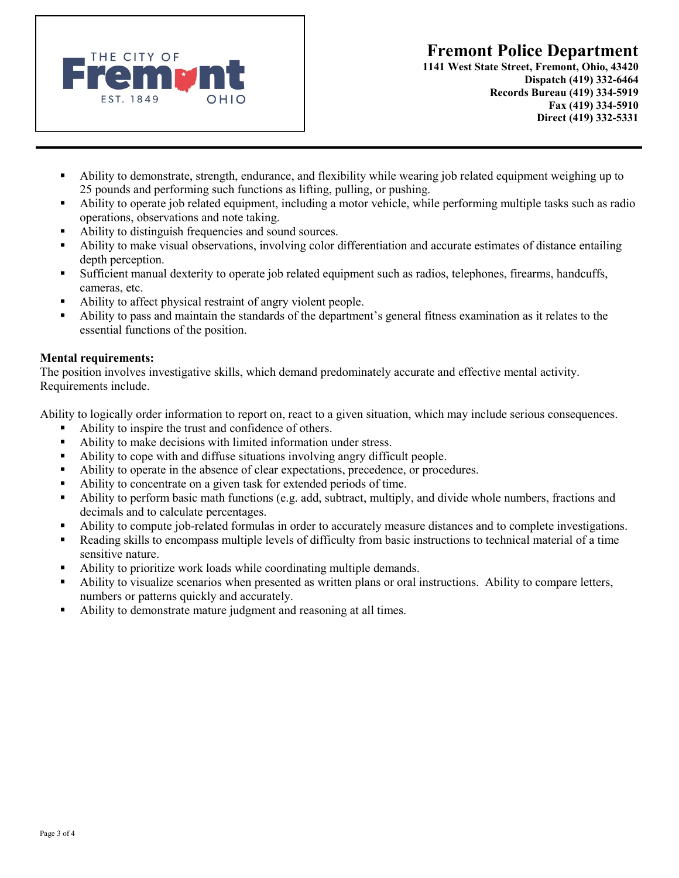- Ability to demonstrate, strength, endurance, and flexibility while wearing job related equipment weighing up to 25 pounds and performing such functions as lifting, pulling, or pushing.
- Ability to operate job related equipment, including a motor vehicle, while performing multiple tasks such as radio operations, observations and note taking.
- Ability to distinguish frequencies and sound sources.
- Ability to make visual observations, involving color differentiation and accurate estimates of distance entailing depth perception.
- Sufficient manual dexterity to operate job related equipment such as radios, telephones, firearms, handcuffs, cameras, etc.
- Ability to affect physical restraint of angry violent people.
- Ability to pass and maintain the standards of the department's general fitness examination as it relates to the essential functions of the position.

**Mental requirements:**
The position involves investigative skills, which demand predominately accurate and effective mental activity. Requirements include.

Ability to logically order information to report on, react to a given situation, which may include serious consequences.

- Ability to inspire the trust and confidence of others.
- Ability to make decisions with limited information under stress.
- Ability to cope with and diffuse situations involving angry difficult people.
- Ability to operate in the absence of clear expectations, precedence, or procedures.
- Ability to concentrate on a given task for extended periods of time.
- Ability to perform basic math functions (e.g. add, subtract, multiply, and divide whole numbers, fractions and decimals and to calculate percentages.
- Ability to compute job-related formulas in order to accurately measure distances and to complete investigations.
- Reading skills to encompass multiple levels of difficulty from basic instructions to technical material of a time sensitive nature.
- Ability to prioritize work loads while coordinating multiple demands.
- Ability to visualize scenarios when presented as written plans or oral instructions. Ability to compare letters, numbers or patterns quickly and accurately.
- Ability to demonstrate mature judgment and reasoning at all times.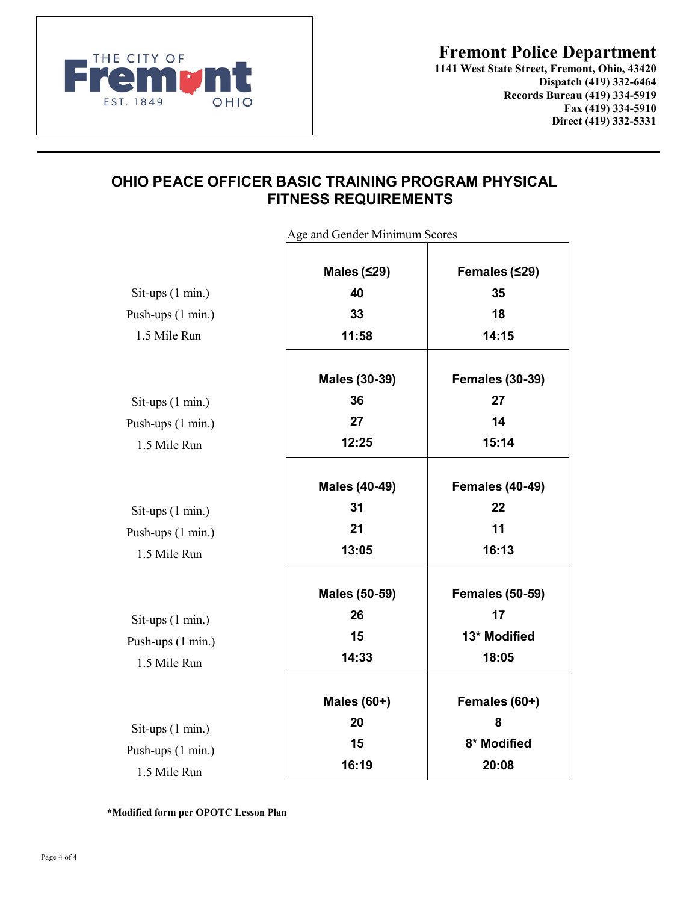THE CITY OF Fremont EST. 1849 OHIO

**Fremont Police Department**
**1141 West State Street, Fremont, Ohio, 43420**
**Dispatch (419) 332-6464**
**Records Bureau (419) 334-5919**
**Fax (419) 334-5910**
**Direct (419) 332-5331**

## OHIO PEACE OFFICER BASIC TRAINING PROGRAM PHYSICAL FITNESS REQUIREMENTS

Age and Gender Minimum Scores

| | Males (≤29) | Females (≤29) |
|---|---|---|
| Sit-ups (1 min.) | 40 | 35 |
| Push-ups (1 min.) | 33 | 18 |
| 1.5 Mile Run | 11:58 | 14:15 |
| | **Males (30-39)** | **Females (30-39)** |
| Sit-ups (1 min.) | 36 | 27 |
| Push-ups (1 min.) | 27 | 14 |
| 1.5 Mile Run | 12:25 | 15:14 |
| | **Males (40-49)** | **Females (40-49)** |
| Sit-ups (1 min.) | 31 | 22 |
| Push-ups (1 min.) | 21 | 11 |
| 1.5 Mile Run | 13:05 | 16:13 |
| | **Males (50-59)** | **Females (50-59)** |
| Sit-ups (1 min.) | 26 | 17 |
| Push-ups (1 min.) | 15 | 13* Modified |
| 1.5 Mile Run | 14:33 | 18:05 |
| | **Males (60+)** | **Females (60+)** |
| Sit-ups (1 min.) | 20 | 8 |
| Push-ups (1 min.) | 15 | 8* Modified |
| 1.5 Mile Run | 16:19 | 20:08 |

**\*Modified form per OPOTC Lesson Plan**